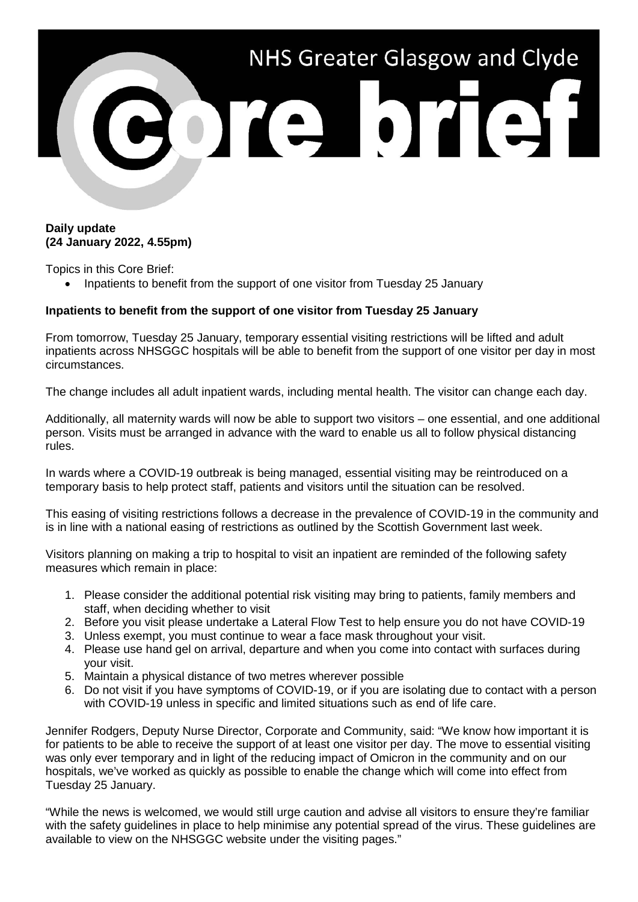# NHS Greater Glasgow and Clyde Core brief

**Daily update**
**(24 January 2022, 4.55pm)**

Topics in this Core Brief:

- Inpatients to benefit from the support of one visitor from Tuesday 25 January

**Inpatients to benefit from the support of one visitor from Tuesday 25 January**

From tomorrow, Tuesday 25 January, temporary essential visiting restrictions will be lifted and adult inpatients across NHSGGC hospitals will be able to benefit from the support of one visitor per day in most circumstances.

The change includes all adult inpatient wards, including mental health. The visitor can change each day.

Additionally, all maternity wards will now be able to support two visitors – one essential, and one additional person. Visits must be arranged in advance with the ward to enable us all to follow physical distancing rules.

In wards where a COVID-19 outbreak is being managed, essential visiting may be reintroduced on a temporary basis to help protect staff, patients and visitors until the situation can be resolved.

This easing of visiting restrictions follows a decrease in the prevalence of COVID-19 in the community and is in line with a national easing of restrictions as outlined by the Scottish Government last week.

Visitors planning on making a trip to hospital to visit an inpatient are reminded of the following safety measures which remain in place:

1. Please consider the additional potential risk visiting may bring to patients, family members and staff, when deciding whether to visit
2. Before you visit please undertake a Lateral Flow Test to help ensure you do not have COVID-19
3. Unless exempt, you must continue to wear a face mask throughout your visit.
4. Please use hand gel on arrival, departure and when you come into contact with surfaces during your visit.
5. Maintain a physical distance of two metres wherever possible
6. Do not visit if you have symptoms of COVID-19, or if you are isolating due to contact with a person with COVID-19 unless in specific and limited situations such as end of life care.

Jennifer Rodgers, Deputy Nurse Director, Corporate and Community, said: "We know how important it is for patients to be able to receive the support of at least one visitor per day. The move to essential visiting was only ever temporary and in light of the reducing impact of Omicron in the community and on our hospitals, we've worked as quickly as possible to enable the change which will come into effect from Tuesday 25 January.

"While the news is welcomed, we would still urge caution and advise all visitors to ensure they're familiar with the safety guidelines in place to help minimise any potential spread of the virus. These guidelines are available to view on the NHSGGC website under the visiting pages."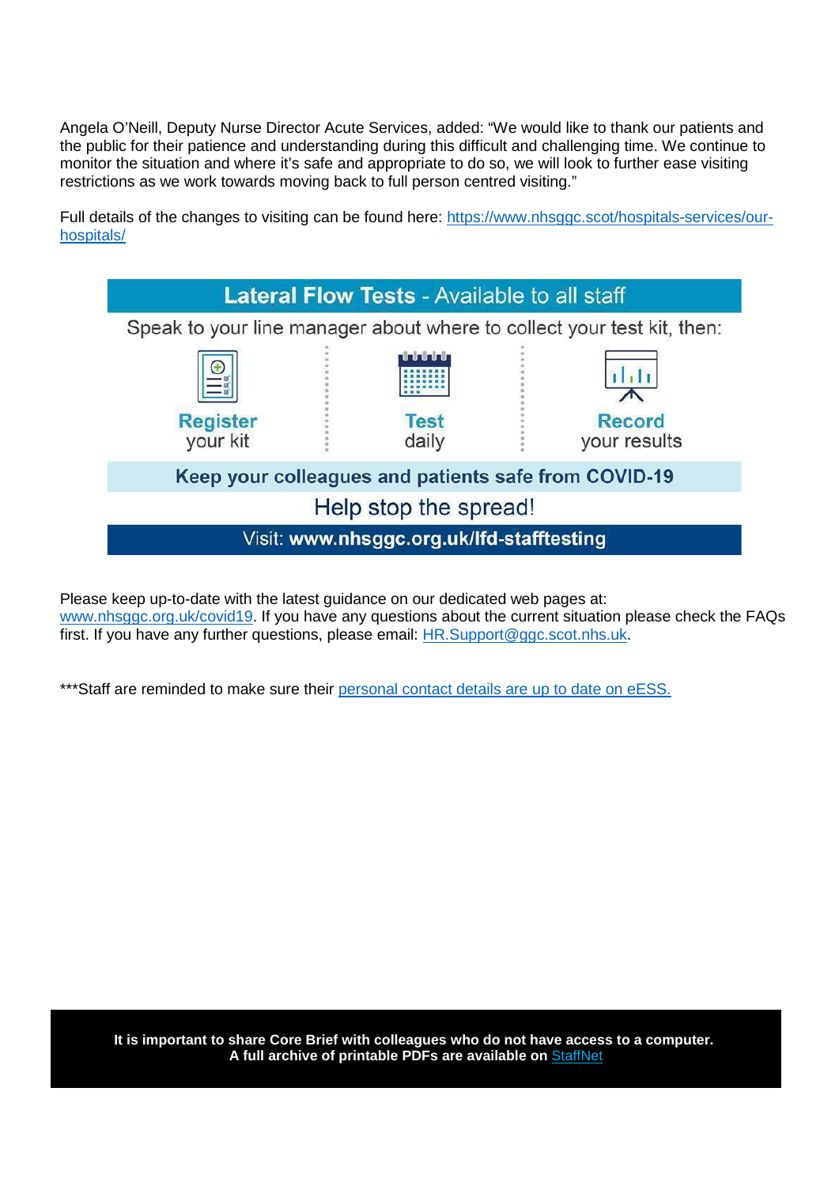Angela O'Neill, Deputy Nurse Director Acute Services, added: "We would like to thank our patients and the public for their patience and understanding during this difficult and challenging time. We continue to monitor the situation and where it's safe and appropriate to do so, we will look to further ease visiting restrictions as we work towards moving back to full person centred visiting."

Full details of the changes to visiting can be found here: [https://www.nhsggc.scot/hospitals-services/our-hospitals/](https://www.nhsggc.scot/hospitals-services/our-hospitals/)

## **Lateral Flow Tests** - Available to all staff

Speak to your line manager about where to collect your test kit, then:

**Register** your kit

**Test** daily

**Record** your results

**Keep your colleagues and patients safe from COVID-19**

Help stop the spread!

Visit: **www.nhsggc.org.uk/lfd-stafftesting**

Please keep up-to-date with the latest guidance on our dedicated web pages at: [www.nhsggc.org.uk/covid19](www.nhsggc.org.uk/covid19). If you have any questions about the current situation please check the FAQs first. If you have any further questions, please email: [HR.Support@ggc.scot.nhs.uk](mailto:HR.Support@ggc.scot.nhs.uk).

***Staff are reminded to make sure their personal contact details are up to date on eESS.

**It is important to share Core Brief with colleagues who do not have access to a computer.**
**A full archive of printable PDFs are available on** StaffNet